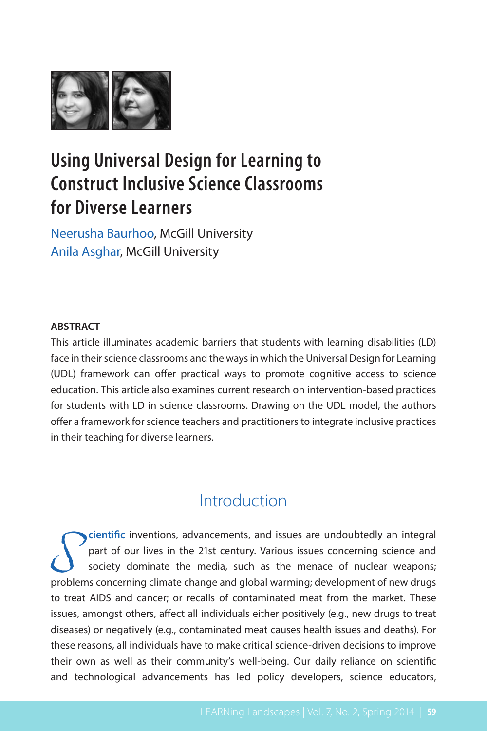# Using Universal Design for Learning to Construct Inclusive Science Classrooms for Diverse Learners

Neerusha Baurhoo, McGill University
Anila Asghar, McGill University

**ABSTRACT**

This article illuminates academic barriers that students with learning disabilities (LD) face in their science classrooms and the ways in which the Universal Design for Learning (UDL) framework can offer practical ways to promote cognitive access to science education. This article also examines current research on intervention-based practices for students with LD in science classrooms. Drawing on the UDL model, the authors offer a framework for science teachers and practitioners to integrate inclusive practices in their teaching for diverse learners.

## Introduction

**Scientific** inventions, advancements, and issues are undoubtedly an integral part of our lives in the 21st century. Various issues concerning science and society dominate the media, such as the menace of nuclear weapons; problems concerning climate change and global warming; development of new drugs to treat AIDS and cancer; or recalls of contaminated meat from the market. These issues, amongst others, affect all individuals either positively (e.g., new drugs to treat diseases) or negatively (e.g., contaminated meat causes health issues and deaths). For these reasons, all individuals have to make critical science-driven decisions to improve their own as well as their community's well-being. Our daily reliance on scientific and technological advancements has led policy developers, science educators,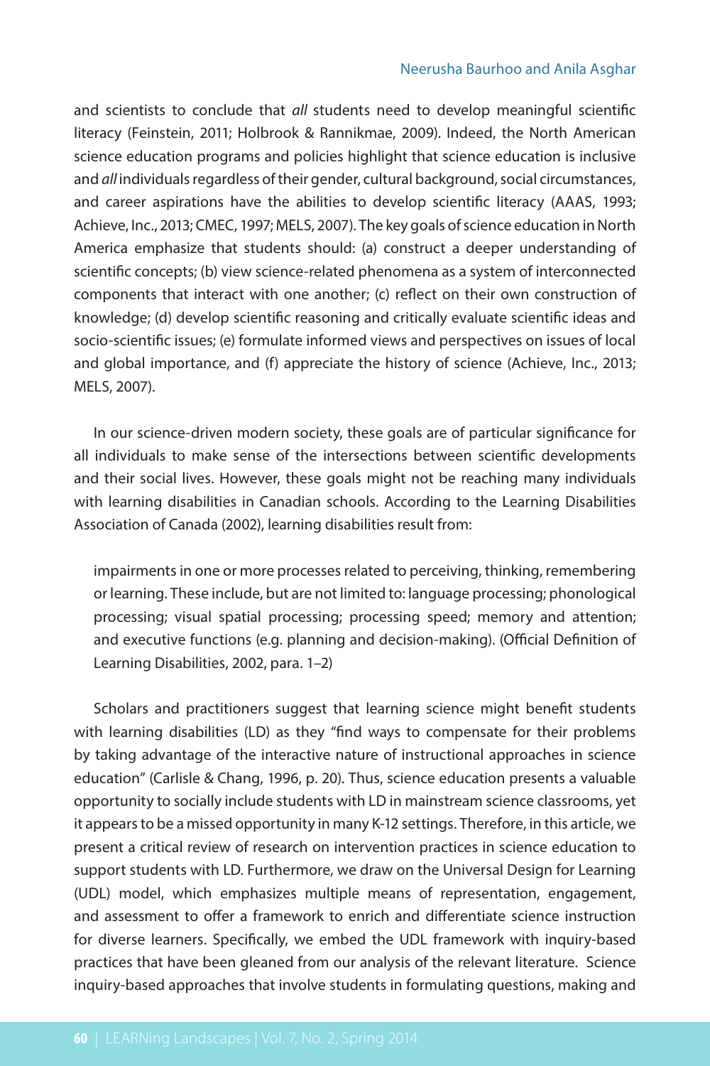and scientists to conclude that *all* students need to develop meaningful scientific literacy (Feinstein, 2011; Holbrook & Rannikmae, 2009). Indeed, the North American science education programs and policies highlight that science education is inclusive and *all* individuals regardless of their gender, cultural background, social circumstances, and career aspirations have the abilities to develop scientific literacy (AAAS, 1993; Achieve, Inc., 2013; CMEC, 1997; MELS, 2007). The key goals of science education in North America emphasize that students should: (a) construct a deeper understanding of scientific concepts; (b) view science-related phenomena as a system of interconnected components that interact with one another; (c) reflect on their own construction of knowledge; (d) develop scientific reasoning and critically evaluate scientific ideas and socio-scientific issues; (e) formulate informed views and perspectives on issues of local and global importance, and (f) appreciate the history of science (Achieve, Inc., 2013; MELS, 2007).

In our science-driven modern society, these goals are of particular significance for all individuals to make sense of the intersections between scientific developments and their social lives. However, these goals might not be reaching many individuals with learning disabilities in Canadian schools. According to the Learning Disabilities Association of Canada (2002), learning disabilities result from:

> impairments in one or more processes related to perceiving, thinking, remembering or learning. These include, but are not limited to: language processing; phonological processing; visual spatial processing; processing speed; memory and attention; and executive functions (e.g. planning and decision-making). (Official Definition of Learning Disabilities, 2002, para. 1–2)

Scholars and practitioners suggest that learning science might benefit students with learning disabilities (LD) as they "find ways to compensate for their problems by taking advantage of the interactive nature of instructional approaches in science education" (Carlisle & Chang, 1996, p. 20). Thus, science education presents a valuable opportunity to socially include students with LD in mainstream science classrooms, yet it appears to be a missed opportunity in many K-12 settings. Therefore, in this article, we present a critical review of research on intervention practices in science education to support students with LD. Furthermore, we draw on the Universal Design for Learning (UDL) model, which emphasizes multiple means of representation, engagement, and assessment to offer a framework to enrich and differentiate science instruction for diverse learners. Specifically, we embed the UDL framework with inquiry-based practices that have been gleaned from our analysis of the relevant literature. Science inquiry-based approaches that involve students in formulating questions, making and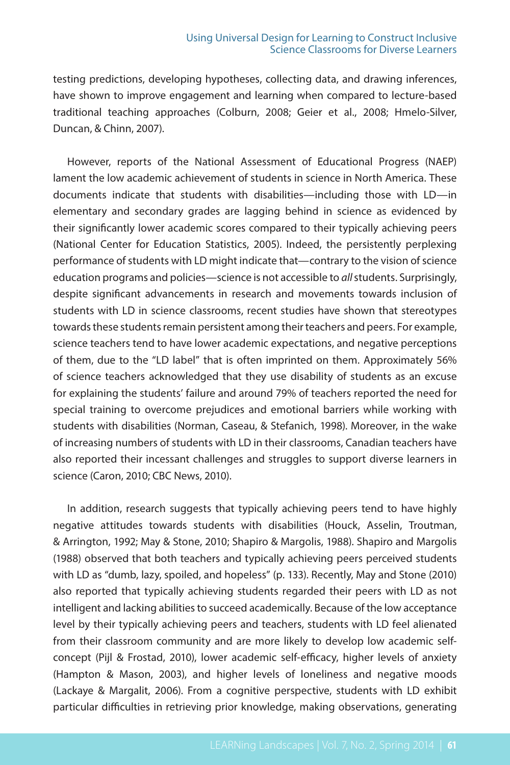testing predictions, developing hypotheses, collecting data, and drawing inferences, have shown to improve engagement and learning when compared to lecture-based traditional teaching approaches (Colburn, 2008; Geier et al., 2008; Hmelo-Silver, Duncan, & Chinn, 2007).

However, reports of the National Assessment of Educational Progress (NAEP) lament the low academic achievement of students in science in North America. These documents indicate that students with disabilities—including those with LD—in elementary and secondary grades are lagging behind in science as evidenced by their significantly lower academic scores compared to their typically achieving peers (National Center for Education Statistics, 2005). Indeed, the persistently perplexing performance of students with LD might indicate that—contrary to the vision of science education programs and policies—science is not accessible to *all* students. Surprisingly, despite significant advancements in research and movements towards inclusion of students with LD in science classrooms, recent studies have shown that stereotypes towards these students remain persistent among their teachers and peers. For example, science teachers tend to have lower academic expectations, and negative perceptions of them, due to the "LD label" that is often imprinted on them. Approximately 56% of science teachers acknowledged that they use disability of students as an excuse for explaining the students' failure and around 79% of teachers reported the need for special training to overcome prejudices and emotional barriers while working with students with disabilities (Norman, Caseau, & Stefanich, 1998). Moreover, in the wake of increasing numbers of students with LD in their classrooms, Canadian teachers have also reported their incessant challenges and struggles to support diverse learners in science (Caron, 2010; CBC News, 2010).

In addition, research suggests that typically achieving peers tend to have highly negative attitudes towards students with disabilities (Houck, Asselin, Troutman, & Arrington, 1992; May & Stone, 2010; Shapiro & Margolis, 1988). Shapiro and Margolis (1988) observed that both teachers and typically achieving peers perceived students with LD as "dumb, lazy, spoiled, and hopeless" (p. 133). Recently, May and Stone (2010) also reported that typically achieving students regarded their peers with LD as not intelligent and lacking abilities to succeed academically. Because of the low acceptance level by their typically achieving peers and teachers, students with LD feel alienated from their classroom community and are more likely to develop low academic self-concept (Pijl & Frostad, 2010), lower academic self-efficacy, higher levels of anxiety (Hampton & Mason, 2003), and higher levels of loneliness and negative moods (Lackaye & Margalit, 2006). From a cognitive perspective, students with LD exhibit particular difficulties in retrieving prior knowledge, making observations, generating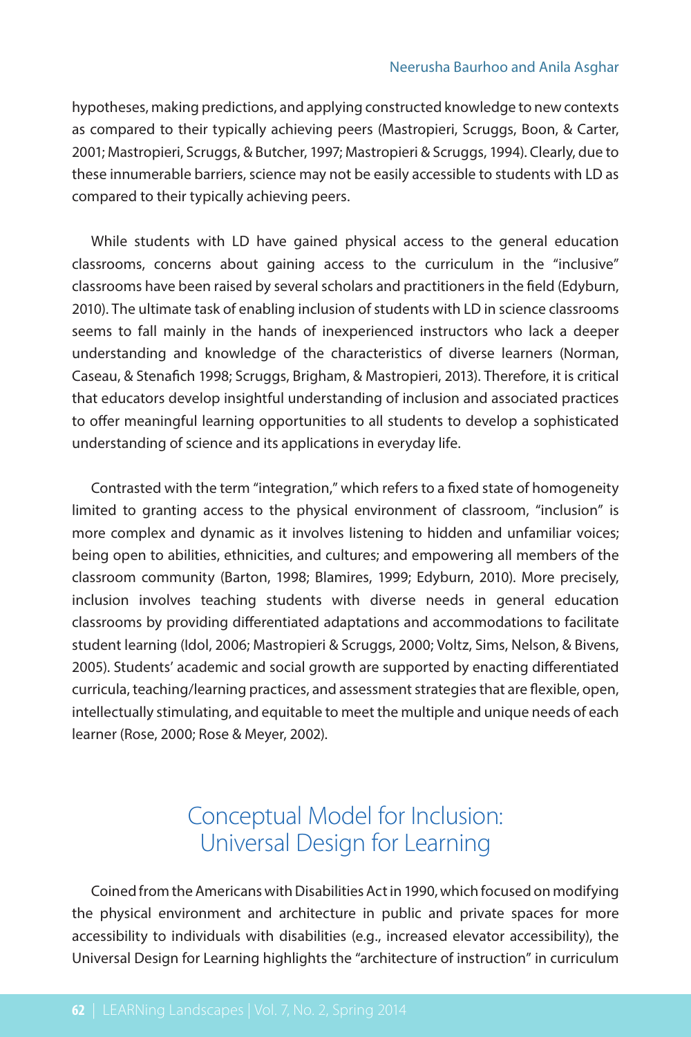hypotheses, making predictions, and applying constructed knowledge to new contexts as compared to their typically achieving peers (Mastropieri, Scruggs, Boon, & Carter, 2001; Mastropieri, Scruggs, & Butcher, 1997; Mastropieri & Scruggs, 1994). Clearly, due to these innumerable barriers, science may not be easily accessible to students with LD as compared to their typically achieving peers.

While students with LD have gained physical access to the general education classrooms, concerns about gaining access to the curriculum in the "inclusive" classrooms have been raised by several scholars and practitioners in the field (Edyburn, 2010). The ultimate task of enabling inclusion of students with LD in science classrooms seems to fall mainly in the hands of inexperienced instructors who lack a deeper understanding and knowledge of the characteristics of diverse learners (Norman, Caseau, & Stenafich 1998; Scruggs, Brigham, & Mastropieri, 2013). Therefore, it is critical that educators develop insightful understanding of inclusion and associated practices to offer meaningful learning opportunities to all students to develop a sophisticated understanding of science and its applications in everyday life.

Contrasted with the term "integration," which refers to a fixed state of homogeneity limited to granting access to the physical environment of classroom, "inclusion" is more complex and dynamic as it involves listening to hidden and unfamiliar voices; being open to abilities, ethnicities, and cultures; and empowering all members of the classroom community (Barton, 1998; Blamires, 1999; Edyburn, 2010). More precisely, inclusion involves teaching students with diverse needs in general education classrooms by providing differentiated adaptations and accommodations to facilitate student learning (Idol, 2006; Mastropieri & Scruggs, 2000; Voltz, Sims, Nelson, & Bivens, 2005). Students' academic and social growth are supported by enacting differentiated curricula, teaching/learning practices, and assessment strategies that are flexible, open, intellectually stimulating, and equitable to meet the multiple and unique needs of each learner (Rose, 2000; Rose & Meyer, 2002).

## Conceptual Model for Inclusion: Universal Design for Learning

Coined from the Americans with Disabilities Act in 1990, which focused on modifying the physical environment and architecture in public and private spaces for more accessibility to individuals with disabilities (e.g., increased elevator accessibility), the Universal Design for Learning highlights the "architecture of instruction" in curriculum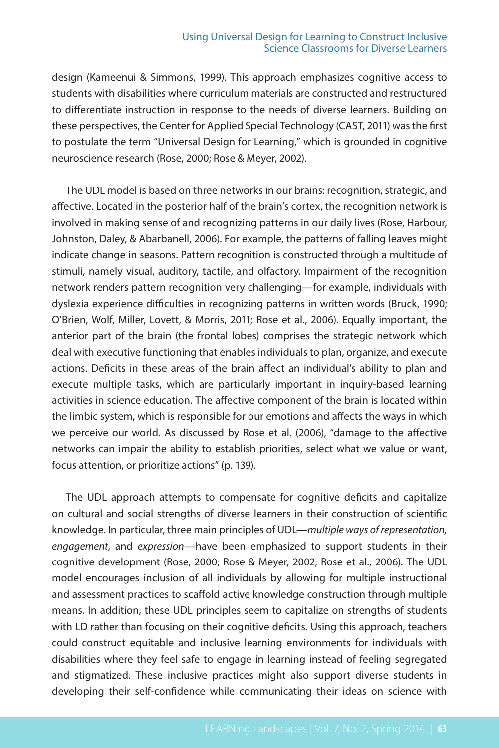design (Kameenui & Simmons, 1999). This approach emphasizes cognitive access to students with disabilities where curriculum materials are constructed and restructured to differentiate instruction in response to the needs of diverse learners. Building on these perspectives, the Center for Applied Special Technology (CAST, 2011) was the first to postulate the term "Universal Design for Learning," which is grounded in cognitive neuroscience research (Rose, 2000; Rose & Meyer, 2002).

The UDL model is based on three networks in our brains: recognition, strategic, and affective. Located in the posterior half of the brain's cortex, the recognition network is involved in making sense of and recognizing patterns in our daily lives (Rose, Harbour, Johnston, Daley, & Abarbanell, 2006). For example, the patterns of falling leaves might indicate change in seasons. Pattern recognition is constructed through a multitude of stimuli, namely visual, auditory, tactile, and olfactory. Impairment of the recognition network renders pattern recognition very challenging—for example, individuals with dyslexia experience difficulties in recognizing patterns in written words (Bruck, 1990; O'Brien, Wolf, Miller, Lovett, & Morris, 2011; Rose et al., 2006). Equally important, the anterior part of the brain (the frontal lobes) comprises the strategic network which deal with executive functioning that enables individuals to plan, organize, and execute actions. Deficits in these areas of the brain affect an individual's ability to plan and execute multiple tasks, which are particularly important in inquiry-based learning activities in science education. The affective component of the brain is located within the limbic system, which is responsible for our emotions and affects the ways in which we perceive our world. As discussed by Rose et al. (2006), "damage to the affective networks can impair the ability to establish priorities, select what we value or want, focus attention, or prioritize actions" (p. 139).

The UDL approach attempts to compensate for cognitive deficits and capitalize on cultural and social strengths of diverse learners in their construction of scientific knowledge. In particular, three main principles of UDL—*multiple ways of representation, engagement*, and *expression*—have been emphasized to support students in their cognitive development (Rose, 2000; Rose & Meyer, 2002; Rose et al., 2006). The UDL model encourages inclusion of all individuals by allowing for multiple instructional and assessment practices to scaffold active knowledge construction through multiple means. In addition, these UDL principles seem to capitalize on strengths of students with LD rather than focusing on their cognitive deficits. Using this approach, teachers could construct equitable and inclusive learning environments for individuals with disabilities where they feel safe to engage in learning instead of feeling segregated and stigmatized. These inclusive practices might also support diverse students in developing their self-confidence while communicating their ideas on science with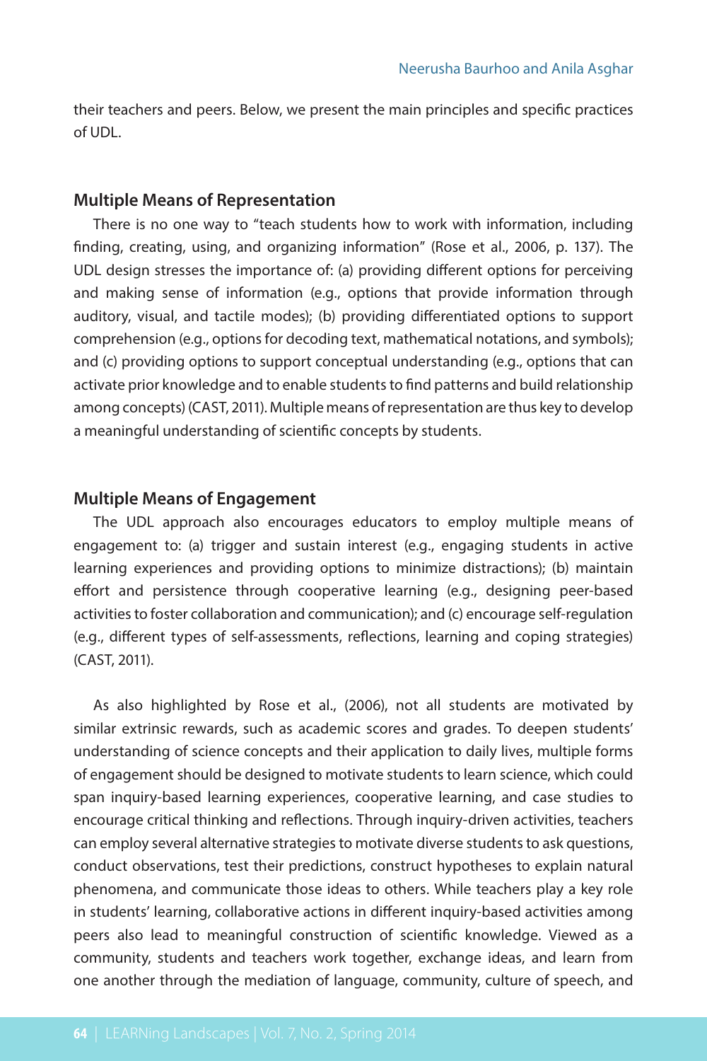their teachers and peers. Below, we present the main principles and specific practices of UDL.

### Multiple Means of Representation

There is no one way to "teach students how to work with information, including finding, creating, using, and organizing information" (Rose et al., 2006, p. 137). The UDL design stresses the importance of: (a) providing different options for perceiving and making sense of information (e.g., options that provide information through auditory, visual, and tactile modes); (b) providing differentiated options to support comprehension (e.g., options for decoding text, mathematical notations, and symbols); and (c) providing options to support conceptual understanding (e.g., options that can activate prior knowledge and to enable students to find patterns and build relationship among concepts) (CAST, 2011). Multiple means of representation are thus key to develop a meaningful understanding of scientific concepts by students.

### Multiple Means of Engagement

The UDL approach also encourages educators to employ multiple means of engagement to: (a) trigger and sustain interest (e.g., engaging students in active learning experiences and providing options to minimize distractions); (b) maintain effort and persistence through cooperative learning (e.g., designing peer-based activities to foster collaboration and communication); and (c) encourage self-regulation (e.g., different types of self-assessments, reflections, learning and coping strategies) (CAST, 2011).

As also highlighted by Rose et al., (2006), not all students are motivated by similar extrinsic rewards, such as academic scores and grades. To deepen students' understanding of science concepts and their application to daily lives, multiple forms of engagement should be designed to motivate students to learn science, which could span inquiry-based learning experiences, cooperative learning, and case studies to encourage critical thinking and reflections. Through inquiry-driven activities, teachers can employ several alternative strategies to motivate diverse students to ask questions, conduct observations, test their predictions, construct hypotheses to explain natural phenomena, and communicate those ideas to others. While teachers play a key role in students' learning, collaborative actions in different inquiry-based activities among peers also lead to meaningful construction of scientific knowledge. Viewed as a community, students and teachers work together, exchange ideas, and learn from one another through the mediation of language, community, culture of speech, and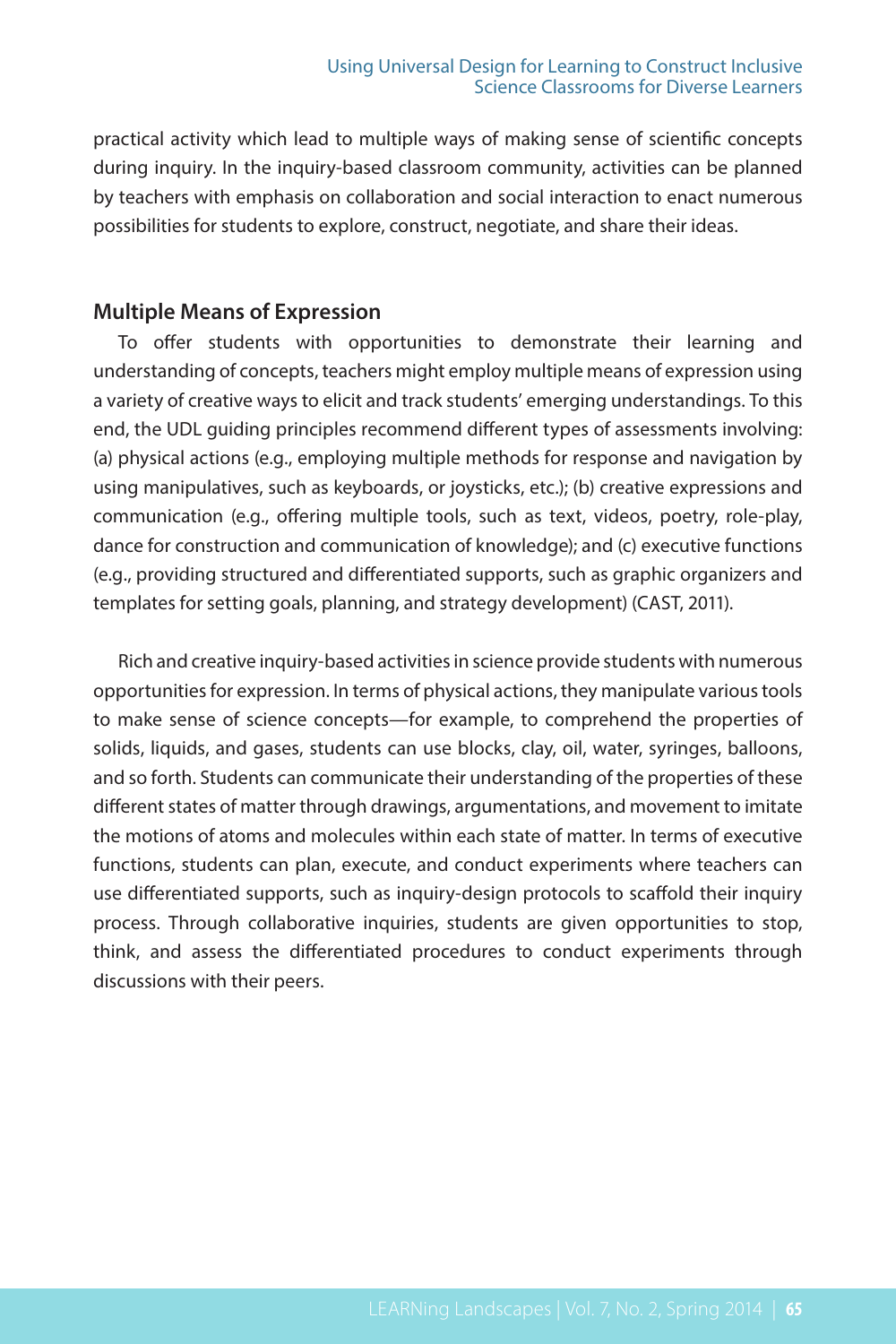practical activity which lead to multiple ways of making sense of scientific concepts during inquiry. In the inquiry-based classroom community, activities can be planned by teachers with emphasis on collaboration and social interaction to enact numerous possibilities for students to explore, construct, negotiate, and share their ideas.

### Multiple Means of Expression

To offer students with opportunities to demonstrate their learning and understanding of concepts, teachers might employ multiple means of expression using a variety of creative ways to elicit and track students' emerging understandings. To this end, the UDL guiding principles recommend different types of assessments involving: (a) physical actions (e.g., employing multiple methods for response and navigation by using manipulatives, such as keyboards, or joysticks, etc.); (b) creative expressions and communication (e.g., offering multiple tools, such as text, videos, poetry, role-play, dance for construction and communication of knowledge); and (c) executive functions (e.g., providing structured and differentiated supports, such as graphic organizers and templates for setting goals, planning, and strategy development) (CAST, 2011).

Rich and creative inquiry-based activities in science provide students with numerous opportunities for expression. In terms of physical actions, they manipulate various tools to make sense of science concepts—for example, to comprehend the properties of solids, liquids, and gases, students can use blocks, clay, oil, water, syringes, balloons, and so forth. Students can communicate their understanding of the properties of these different states of matter through drawings, argumentations, and movement to imitate the motions of atoms and molecules within each state of matter. In terms of executive functions, students can plan, execute, and conduct experiments where teachers can use differentiated supports, such as inquiry-design protocols to scaffold their inquiry process. Through collaborative inquiries, students are given opportunities to stop, think, and assess the differentiated procedures to conduct experiments through discussions with their peers.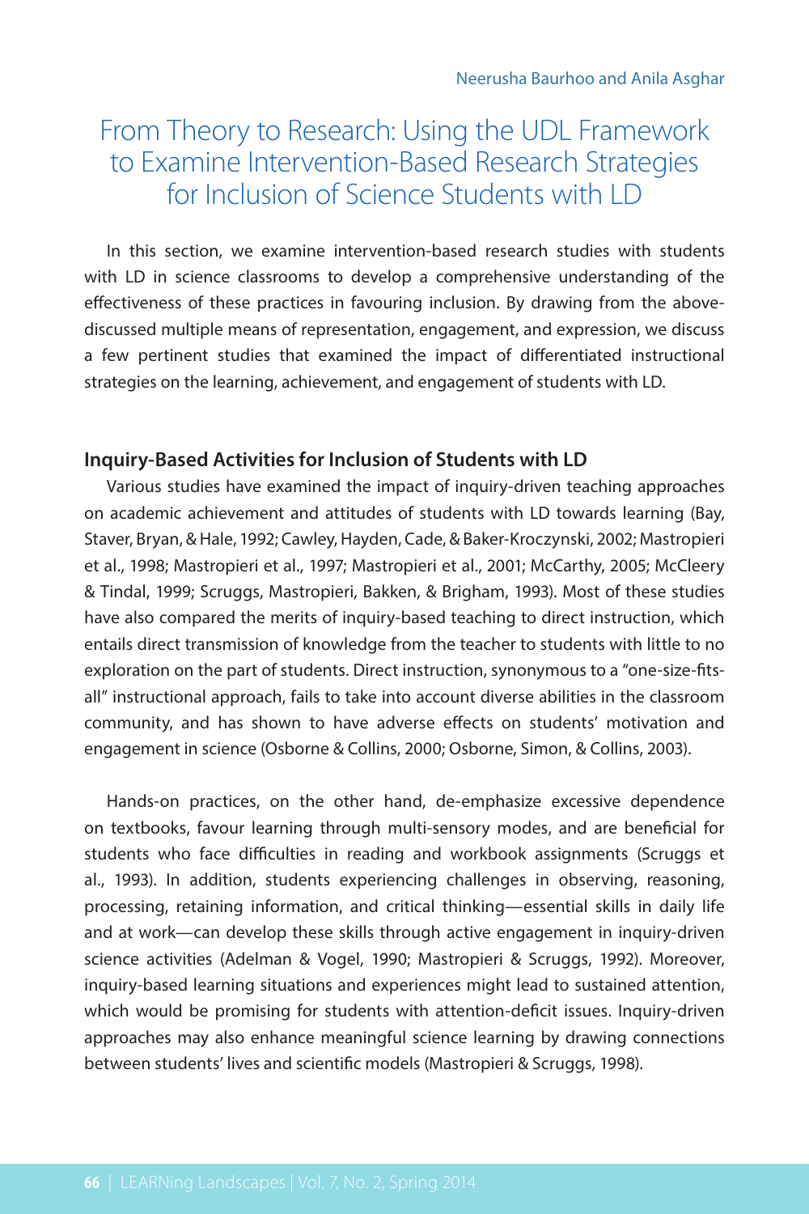Neerusha Baurhoo and Anila Asghar

# From Theory to Research: Using the UDL Framework to Examine Intervention-Based Research Strategies for Inclusion of Science Students with LD

In this section, we examine intervention-based research studies with students with LD in science classrooms to develop a comprehensive understanding of the effectiveness of these practices in favouring inclusion. By drawing from the above-discussed multiple means of representation, engagement, and expression, we discuss a few pertinent studies that examined the impact of differentiated instructional strategies on the learning, achievement, and engagement of students with LD.

### Inquiry-Based Activities for Inclusion of Students with LD

Various studies have examined the impact of inquiry-driven teaching approaches on academic achievement and attitudes of students with LD towards learning (Bay, Staver, Bryan, & Hale, 1992; Cawley, Hayden, Cade, & Baker-Kroczynski, 2002; Mastropieri et al., 1998; Mastropieri et al., 1997; Mastropieri et al., 2001; McCarthy, 2005; McCleery & Tindal, 1999; Scruggs, Mastropieri, Bakken, & Brigham, 1993). Most of these studies have also compared the merits of inquiry-based teaching to direct instruction, which entails direct transmission of knowledge from the teacher to students with little to no exploration on the part of students. Direct instruction, synonymous to a "one-size-fits-all" instructional approach, fails to take into account diverse abilities in the classroom community, and has shown to have adverse effects on students' motivation and engagement in science (Osborne & Collins, 2000; Osborne, Simon, & Collins, 2003).

Hands-on practices, on the other hand, de-emphasize excessive dependence on textbooks, favour learning through multi-sensory modes, and are beneficial for students who face difficulties in reading and workbook assignments (Scruggs et al., 1993). In addition, students experiencing challenges in observing, reasoning, processing, retaining information, and critical thinking—essential skills in daily life and at work—can develop these skills through active engagement in inquiry-driven science activities (Adelman & Vogel, 1990; Mastropieri & Scruggs, 1992). Moreover, inquiry-based learning situations and experiences might lead to sustained attention, which would be promising for students with attention-deficit issues. Inquiry-driven approaches may also enhance meaningful science learning by drawing connections between students' lives and scientific models (Mastropieri & Scruggs, 1998).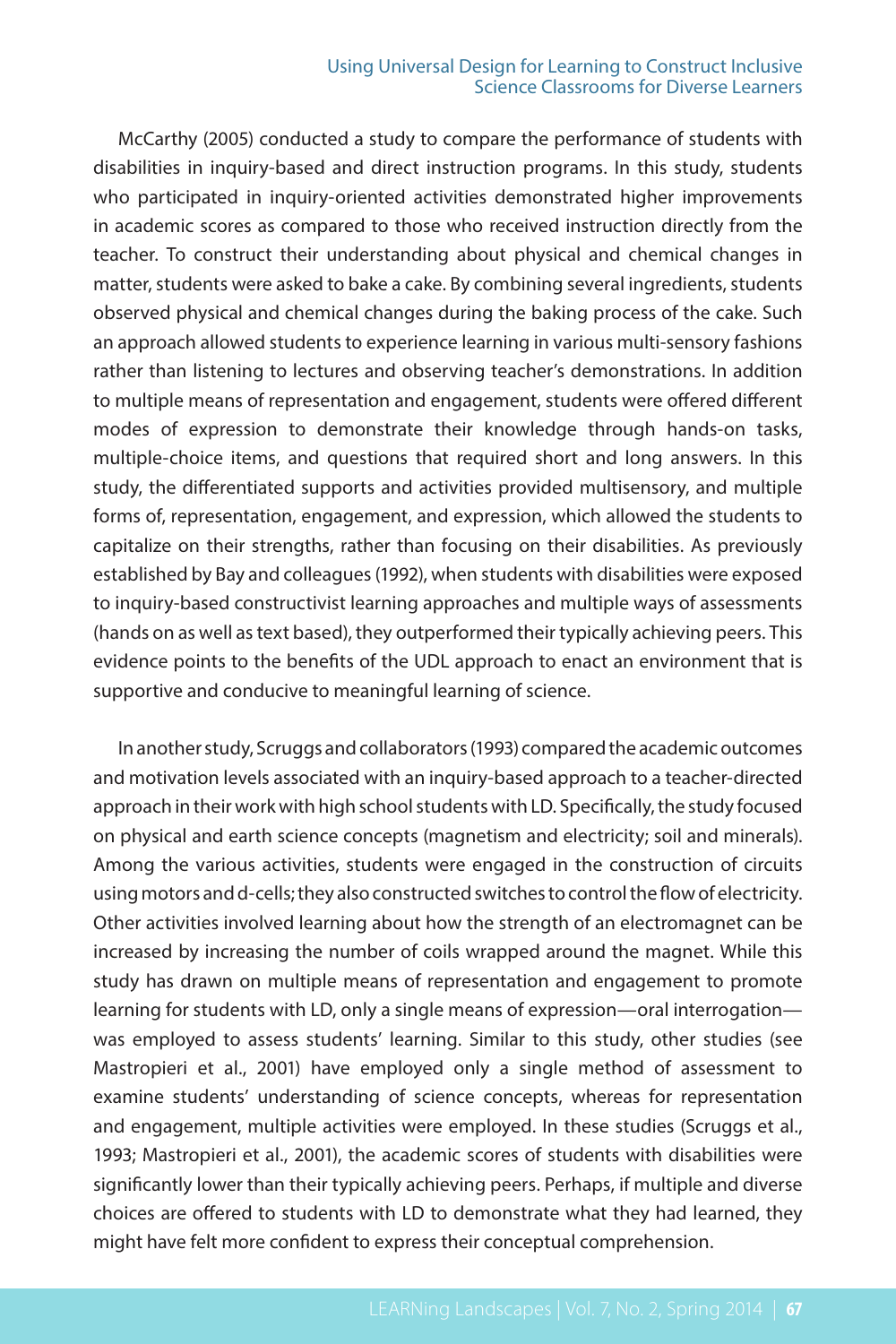McCarthy (2005) conducted a study to compare the performance of students with disabilities in inquiry-based and direct instruction programs. In this study, students who participated in inquiry-oriented activities demonstrated higher improvements in academic scores as compared to those who received instruction directly from the teacher. To construct their understanding about physical and chemical changes in matter, students were asked to bake a cake. By combining several ingredients, students observed physical and chemical changes during the baking process of the cake. Such an approach allowed students to experience learning in various multi-sensory fashions rather than listening to lectures and observing teacher's demonstrations. In addition to multiple means of representation and engagement, students were offered different modes of expression to demonstrate their knowledge through hands-on tasks, multiple-choice items, and questions that required short and long answers. In this study, the differentiated supports and activities provided multisensory, and multiple forms of, representation, engagement, and expression, which allowed the students to capitalize on their strengths, rather than focusing on their disabilities. As previously established by Bay and colleagues (1992), when students with disabilities were exposed to inquiry-based constructivist learning approaches and multiple ways of assessments (hands on as well as text based), they outperformed their typically achieving peers. This evidence points to the benefits of the UDL approach to enact an environment that is supportive and conducive to meaningful learning of science.

In another study, Scruggs and collaborators (1993) compared the academic outcomes and motivation levels associated with an inquiry-based approach to a teacher-directed approach in their work with high school students with LD. Specifically, the study focused on physical and earth science concepts (magnetism and electricity; soil and minerals). Among the various activities, students were engaged in the construction of circuits using motors and d-cells; they also constructed switches to control the flow of electricity. Other activities involved learning about how the strength of an electromagnet can be increased by increasing the number of coils wrapped around the magnet. While this study has drawn on multiple means of representation and engagement to promote learning for students with LD, only a single means of expression—oral interrogation—was employed to assess students' learning. Similar to this study, other studies (see Mastropieri et al., 2001) have employed only a single method of assessment to examine students' understanding of science concepts, whereas for representation and engagement, multiple activities were employed. In these studies (Scruggs et al., 1993; Mastropieri et al., 2001), the academic scores of students with disabilities were significantly lower than their typically achieving peers. Perhaps, if multiple and diverse choices are offered to students with LD to demonstrate what they had learned, they might have felt more confident to express their conceptual comprehension.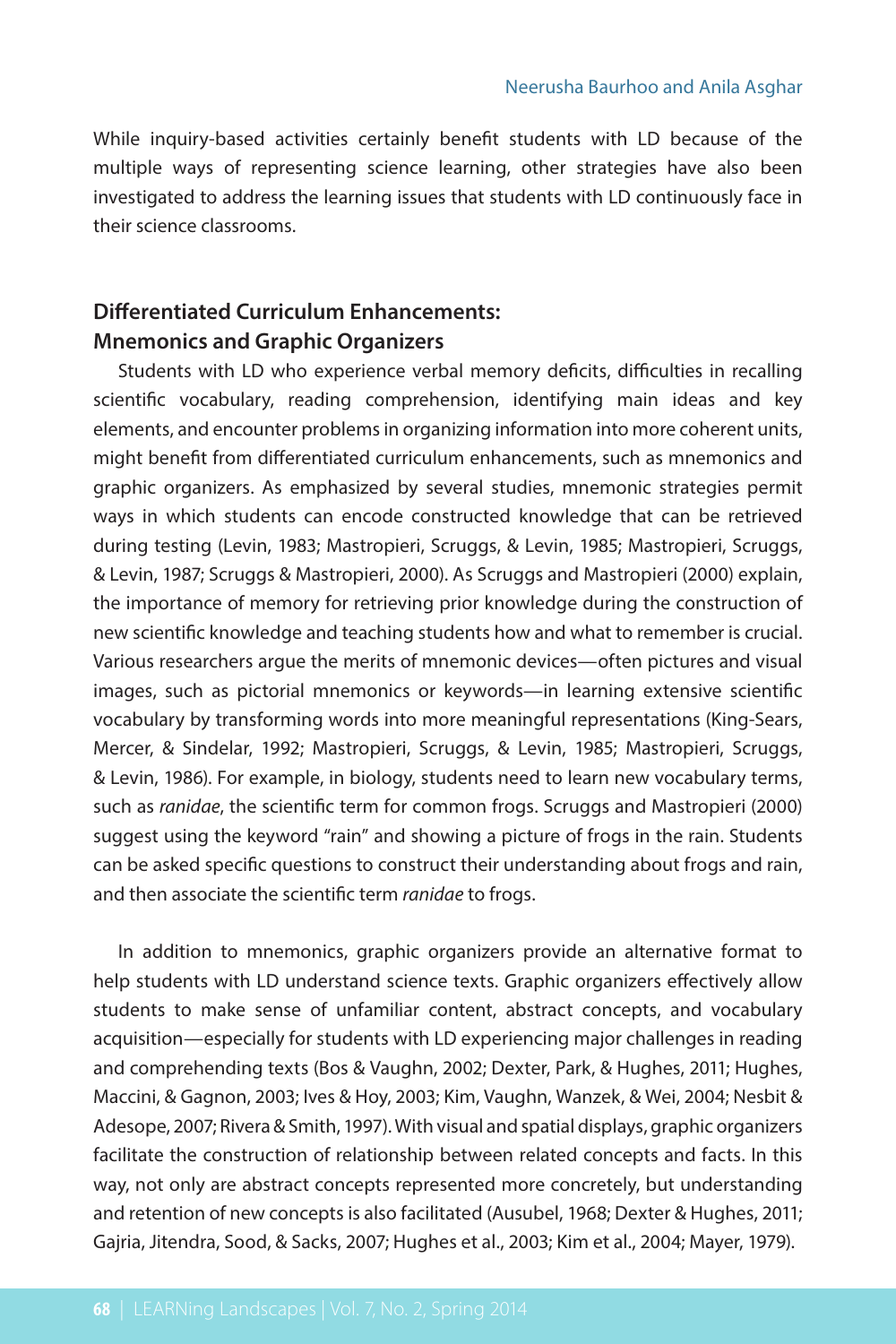While inquiry-based activities certainly benefit students with LD because of the multiple ways of representing science learning, other strategies have also been investigated to address the learning issues that students with LD continuously face in their science classrooms.

## Differentiated Curriculum Enhancements: Mnemonics and Graphic Organizers

Students with LD who experience verbal memory deficits, difficulties in recalling scientific vocabulary, reading comprehension, identifying main ideas and key elements, and encounter problems in organizing information into more coherent units, might benefit from differentiated curriculum enhancements, such as mnemonics and graphic organizers. As emphasized by several studies, mnemonic strategies permit ways in which students can encode constructed knowledge that can be retrieved during testing (Levin, 1983; Mastropieri, Scruggs, & Levin, 1985; Mastropieri, Scruggs, & Levin, 1987; Scruggs & Mastropieri, 2000). As Scruggs and Mastropieri (2000) explain, the importance of memory for retrieving prior knowledge during the construction of new scientific knowledge and teaching students how and what to remember is crucial. Various researchers argue the merits of mnemonic devices—often pictures and visual images, such as pictorial mnemonics or keywords—in learning extensive scientific vocabulary by transforming words into more meaningful representations (King-Sears, Mercer, & Sindelar, 1992; Mastropieri, Scruggs, & Levin, 1985; Mastropieri, Scruggs, & Levin, 1986). For example, in biology, students need to learn new vocabulary terms, such as *ranidae*, the scientific term for common frogs. Scruggs and Mastropieri (2000) suggest using the keyword "rain" and showing a picture of frogs in the rain. Students can be asked specific questions to construct their understanding about frogs and rain, and then associate the scientific term *ranidae* to frogs.

In addition to mnemonics, graphic organizers provide an alternative format to help students with LD understand science texts. Graphic organizers effectively allow students to make sense of unfamiliar content, abstract concepts, and vocabulary acquisition—especially for students with LD experiencing major challenges in reading and comprehending texts (Bos & Vaughn, 2002; Dexter, Park, & Hughes, 2011; Hughes, Maccini, & Gagnon, 2003; Ives & Hoy, 2003; Kim, Vaughn, Wanzek, & Wei, 2004; Nesbit & Adesope, 2007; Rivera & Smith, 1997). With visual and spatial displays, graphic organizers facilitate the construction of relationship between related concepts and facts. In this way, not only are abstract concepts represented more concretely, but understanding and retention of new concepts is also facilitated (Ausubel, 1968; Dexter & Hughes, 2011; Gajria, Jitendra, Sood, & Sacks, 2007; Hughes et al., 2003; Kim et al., 2004; Mayer, 1979).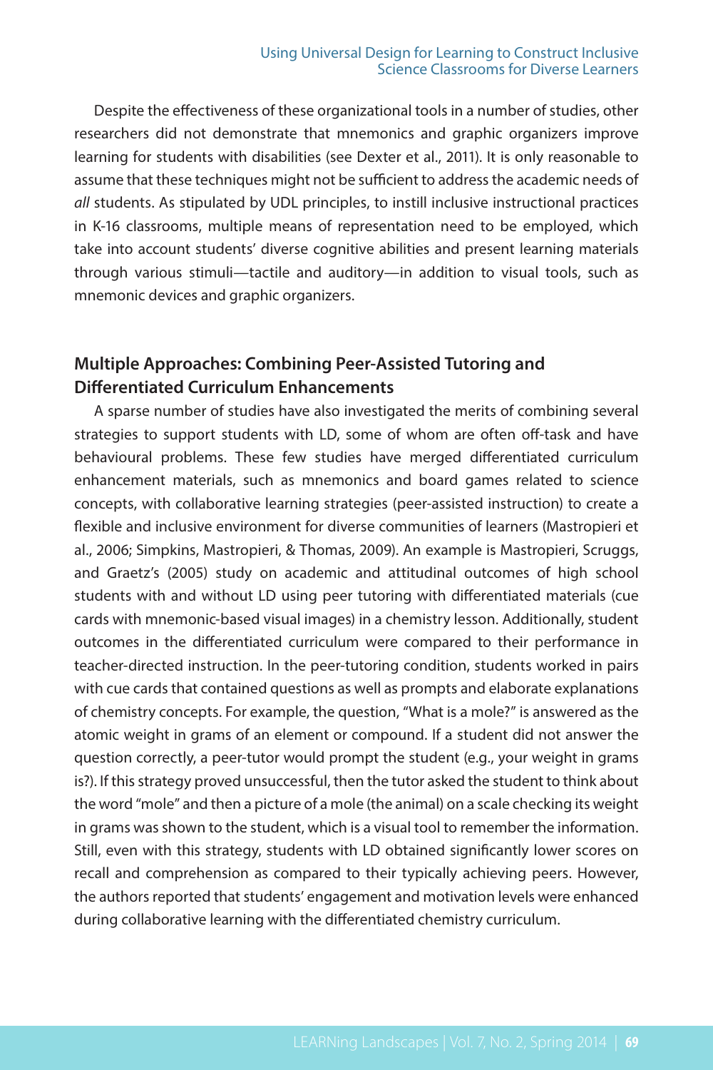Despite the effectiveness of these organizational tools in a number of studies, other researchers did not demonstrate that mnemonics and graphic organizers improve learning for students with disabilities (see Dexter et al., 2011). It is only reasonable to assume that these techniques might not be sufficient to address the academic needs of *all* students. As stipulated by UDL principles, to instill inclusive instructional practices in K-16 classrooms, multiple means of representation need to be employed, which take into account students' diverse cognitive abilities and present learning materials through various stimuli—tactile and auditory—in addition to visual tools, such as mnemonic devices and graphic organizers.

## Multiple Approaches: Combining Peer-Assisted Tutoring and Differentiated Curriculum Enhancements

A sparse number of studies have also investigated the merits of combining several strategies to support students with LD, some of whom are often off-task and have behavioural problems. These few studies have merged differentiated curriculum enhancement materials, such as mnemonics and board games related to science concepts, with collaborative learning strategies (peer-assisted instruction) to create a flexible and inclusive environment for diverse communities of learners (Mastropieri et al., 2006; Simpkins, Mastropieri, & Thomas, 2009). An example is Mastropieri, Scruggs, and Graetz's (2005) study on academic and attitudinal outcomes of high school students with and without LD using peer tutoring with differentiated materials (cue cards with mnemonic-based visual images) in a chemistry lesson. Additionally, student outcomes in the differentiated curriculum were compared to their performance in teacher-directed instruction. In the peer-tutoring condition, students worked in pairs with cue cards that contained questions as well as prompts and elaborate explanations of chemistry concepts. For example, the question, "What is a mole?" is answered as the atomic weight in grams of an element or compound. If a student did not answer the question correctly, a peer-tutor would prompt the student (e.g., your weight in grams is?). If this strategy proved unsuccessful, then the tutor asked the student to think about the word "mole" and then a picture of a mole (the animal) on a scale checking its weight in grams was shown to the student, which is a visual tool to remember the information. Still, even with this strategy, students with LD obtained significantly lower scores on recall and comprehension as compared to their typically achieving peers. However, the authors reported that students' engagement and motivation levels were enhanced during collaborative learning with the differentiated chemistry curriculum.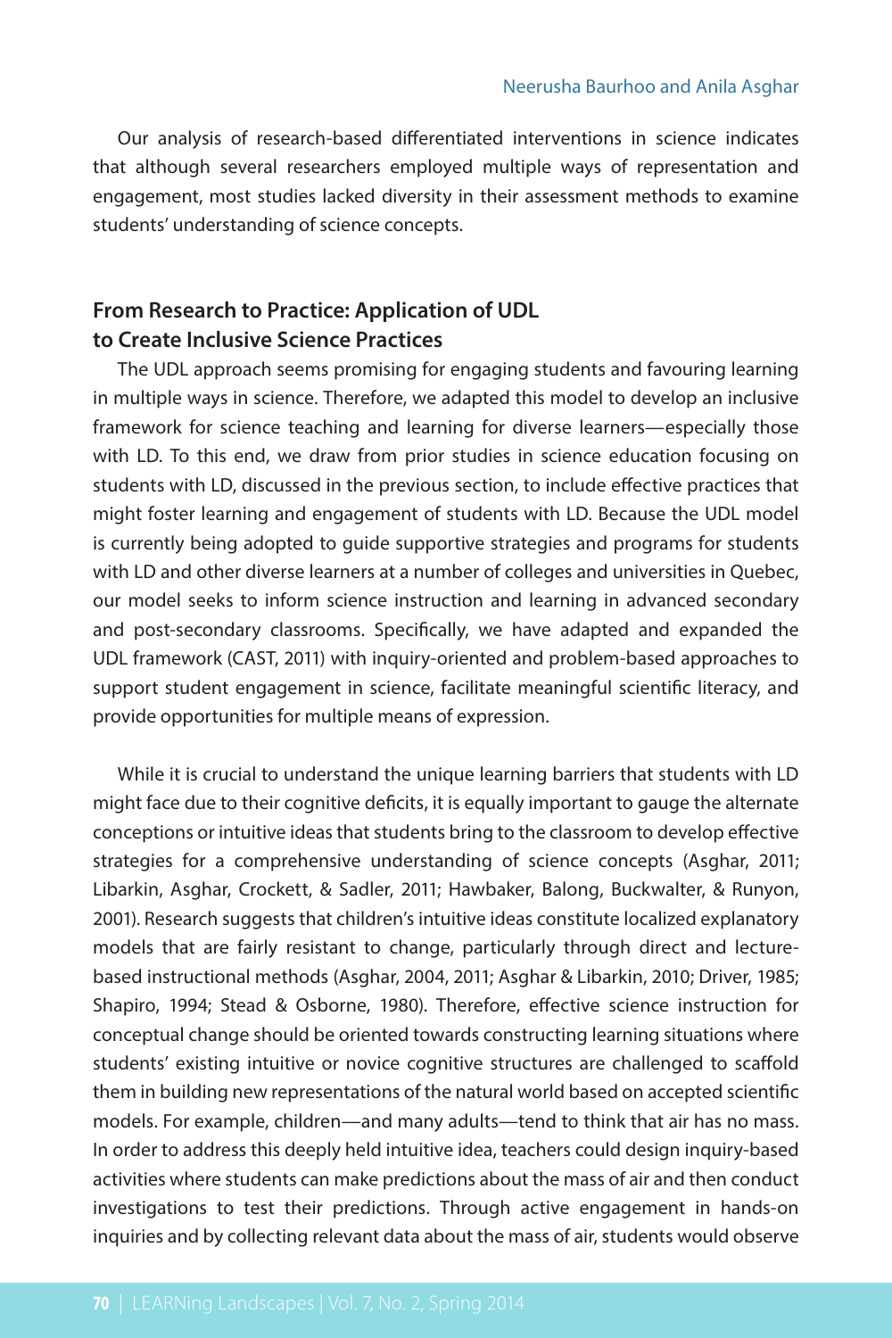Our analysis of research-based differentiated interventions in science indicates that although several researchers employed multiple ways of representation and engagement, most studies lacked diversity in their assessment methods to examine students' understanding of science concepts.

## From Research to Practice: Application of UDL to Create Inclusive Science Practices

The UDL approach seems promising for engaging students and favouring learning in multiple ways in science. Therefore, we adapted this model to develop an inclusive framework for science teaching and learning for diverse learners—especially those with LD. To this end, we draw from prior studies in science education focusing on students with LD, discussed in the previous section, to include effective practices that might foster learning and engagement of students with LD. Because the UDL model is currently being adopted to guide supportive strategies and programs for students with LD and other diverse learners at a number of colleges and universities in Quebec, our model seeks to inform science instruction and learning in advanced secondary and post-secondary classrooms. Specifically, we have adapted and expanded the UDL framework (CAST, 2011) with inquiry-oriented and problem-based approaches to support student engagement in science, facilitate meaningful scientific literacy, and provide opportunities for multiple means of expression.

While it is crucial to understand the unique learning barriers that students with LD might face due to their cognitive deficits, it is equally important to gauge the alternate conceptions or intuitive ideas that students bring to the classroom to develop effective strategies for a comprehensive understanding of science concepts (Asghar, 2011; Libarkin, Asghar, Crockett, & Sadler, 2011; Hawbaker, Balong, Buckwalter, & Runyon, 2001). Research suggests that children's intuitive ideas constitute localized explanatory models that are fairly resistant to change, particularly through direct and lecture-based instructional methods (Asghar, 2004, 2011; Asghar & Libarkin, 2010; Driver, 1985; Shapiro, 1994; Stead & Osborne, 1980). Therefore, effective science instruction for conceptual change should be oriented towards constructing learning situations where students' existing intuitive or novice cognitive structures are challenged to scaffold them in building new representations of the natural world based on accepted scientific models. For example, children—and many adults—tend to think that air has no mass. In order to address this deeply held intuitive idea, teachers could design inquiry-based activities where students can make predictions about the mass of air and then conduct investigations to test their predictions. Through active engagement in hands-on inquiries and by collecting relevant data about the mass of air, students would observe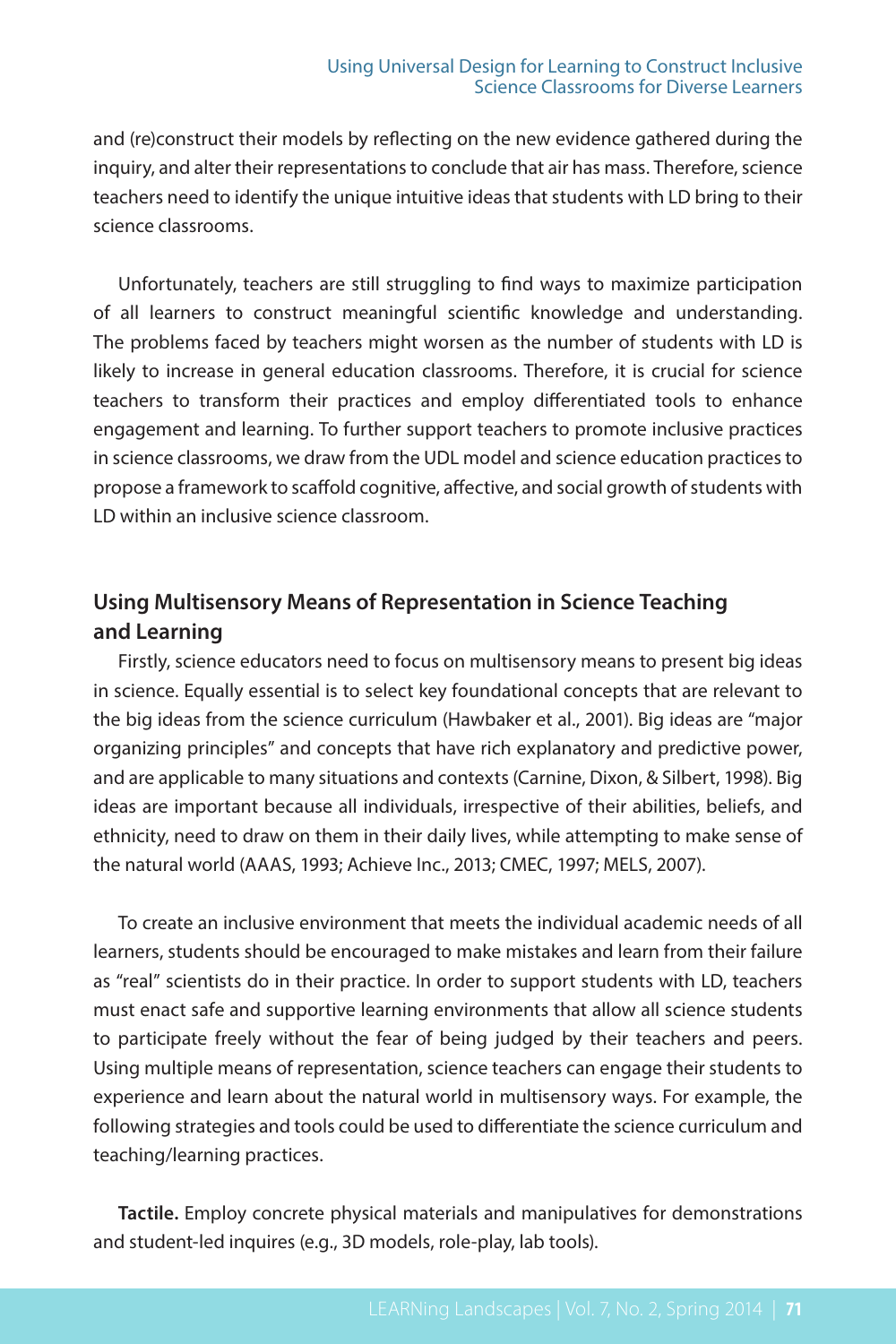and (re)construct their models by reflecting on the new evidence gathered during the inquiry, and alter their representations to conclude that air has mass. Therefore, science teachers need to identify the unique intuitive ideas that students with LD bring to their science classrooms.

Unfortunately, teachers are still struggling to find ways to maximize participation of all learners to construct meaningful scientific knowledge and understanding. The problems faced by teachers might worsen as the number of students with LD is likely to increase in general education classrooms. Therefore, it is crucial for science teachers to transform their practices and employ differentiated tools to enhance engagement and learning. To further support teachers to promote inclusive practices in science classrooms, we draw from the UDL model and science education practices to propose a framework to scaffold cognitive, affective, and social growth of students with LD within an inclusive science classroom.

## Using Multisensory Means of Representation in Science Teaching and Learning

Firstly, science educators need to focus on multisensory means to present big ideas in science. Equally essential is to select key foundational concepts that are relevant to the big ideas from the science curriculum (Hawbaker et al., 2001). Big ideas are "major organizing principles" and concepts that have rich explanatory and predictive power, and are applicable to many situations and contexts (Carnine, Dixon, & Silbert, 1998). Big ideas are important because all individuals, irrespective of their abilities, beliefs, and ethnicity, need to draw on them in their daily lives, while attempting to make sense of the natural world (AAAS, 1993; Achieve Inc., 2013; CMEC, 1997; MELS, 2007).

To create an inclusive environment that meets the individual academic needs of all learners, students should be encouraged to make mistakes and learn from their failure as "real" scientists do in their practice. In order to support students with LD, teachers must enact safe and supportive learning environments that allow all science students to participate freely without the fear of being judged by their teachers and peers. Using multiple means of representation, science teachers can engage their students to experience and learn about the natural world in multisensory ways. For example, the following strategies and tools could be used to differentiate the science curriculum and teaching/learning practices.

**Tactile.** Employ concrete physical materials and manipulatives for demonstrations and student-led inquires (e.g., 3D models, role-play, lab tools).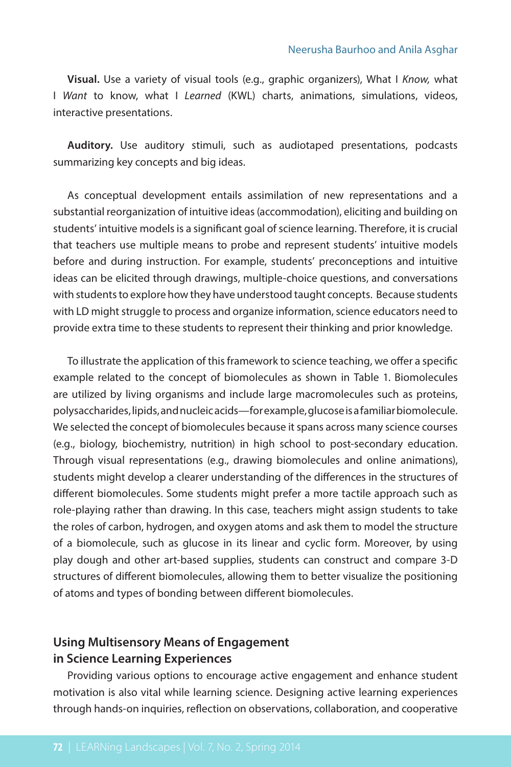**Visual.** Use a variety of visual tools (e.g., graphic organizers), What I *Know,* what I *Want* to know, what I *Learned* (KWL) charts, animations, simulations, videos, interactive presentations.

**Auditory.** Use auditory stimuli, such as audiotaped presentations, podcasts summarizing key concepts and big ideas.

As conceptual development entails assimilation of new representations and a substantial reorganization of intuitive ideas (accommodation), eliciting and building on students' intuitive models is a significant goal of science learning. Therefore, it is crucial that teachers use multiple means to probe and represent students' intuitive models before and during instruction. For example, students' preconceptions and intuitive ideas can be elicited through drawings, multiple-choice questions, and conversations with students to explore how they have understood taught concepts. Because students with LD might struggle to process and organize information, science educators need to provide extra time to these students to represent their thinking and prior knowledge.

To illustrate the application of this framework to science teaching, we offer a specific example related to the concept of biomolecules as shown in Table 1. Biomolecules are utilized by living organisms and include large macromolecules such as proteins, polysaccharides, lipids, and nucleic acids—for example, glucose is a familiar biomolecule. We selected the concept of biomolecules because it spans across many science courses (e.g., biology, biochemistry, nutrition) in high school to post-secondary education. Through visual representations (e.g., drawing biomolecules and online animations), students might develop a clearer understanding of the differences in the structures of different biomolecules. Some students might prefer a more tactile approach such as role-playing rather than drawing. In this case, teachers might assign students to take the roles of carbon, hydrogen, and oxygen atoms and ask them to model the structure of a biomolecule, such as glucose in its linear and cyclic form. Moreover, by using play dough and other art-based supplies, students can construct and compare 3-D structures of different biomolecules, allowing them to better visualize the positioning of atoms and types of bonding between different biomolecules.

## Using Multisensory Means of Engagement in Science Learning Experiences

Providing various options to encourage active engagement and enhance student motivation is also vital while learning science. Designing active learning experiences through hands-on inquiries, reflection on observations, collaboration, and cooperative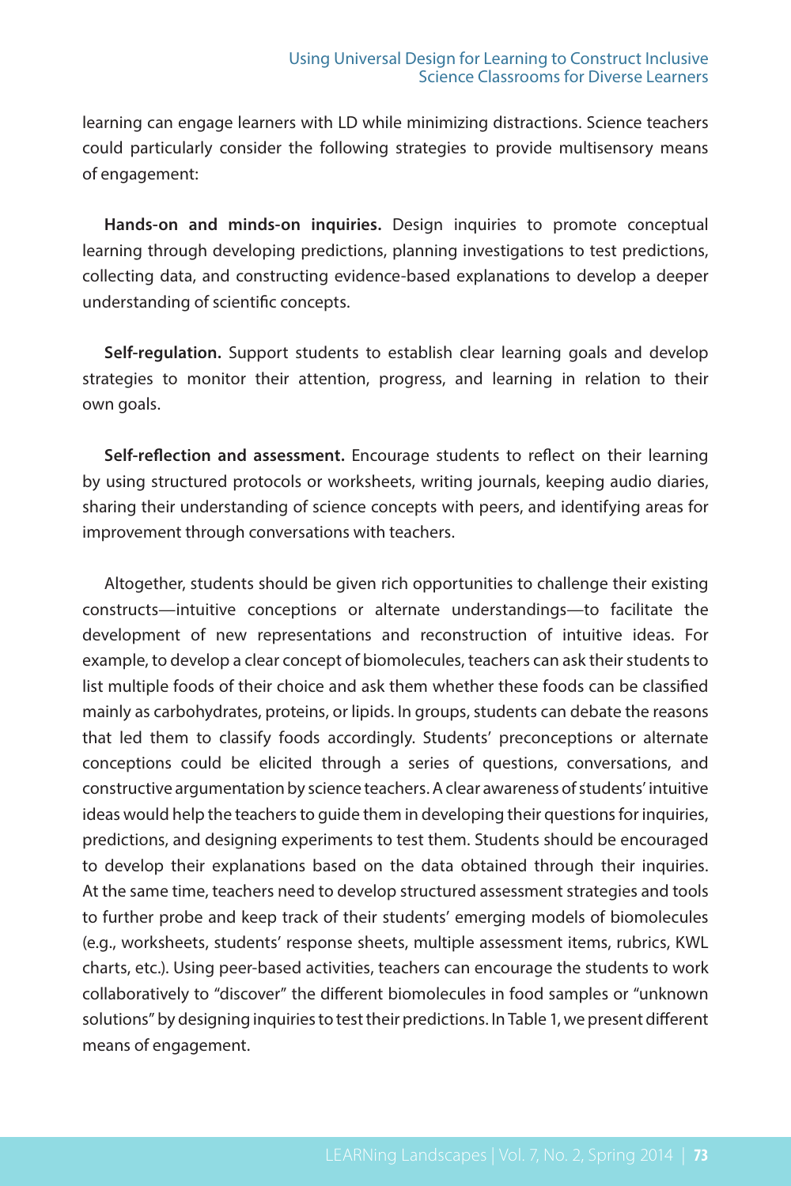learning can engage learners with LD while minimizing distractions. Science teachers could particularly consider the following strategies to provide multisensory means of engagement:

**Hands-on and minds-on inquiries.** Design inquiries to promote conceptual learning through developing predictions, planning investigations to test predictions, collecting data, and constructing evidence-based explanations to develop a deeper understanding of scientific concepts.

**Self-regulation.** Support students to establish clear learning goals and develop strategies to monitor their attention, progress, and learning in relation to their own goals.

**Self-reflection and assessment.** Encourage students to reflect on their learning by using structured protocols or worksheets, writing journals, keeping audio diaries, sharing their understanding of science concepts with peers, and identifying areas for improvement through conversations with teachers.

Altogether, students should be given rich opportunities to challenge their existing constructs—intuitive conceptions or alternate understandings—to facilitate the development of new representations and reconstruction of intuitive ideas. For example, to develop a clear concept of biomolecules, teachers can ask their students to list multiple foods of their choice and ask them whether these foods can be classified mainly as carbohydrates, proteins, or lipids. In groups, students can debate the reasons that led them to classify foods accordingly. Students' preconceptions or alternate conceptions could be elicited through a series of questions, conversations, and constructive argumentation by science teachers. A clear awareness of students' intuitive ideas would help the teachers to guide them in developing their questions for inquiries, predictions, and designing experiments to test them. Students should be encouraged to develop their explanations based on the data obtained through their inquiries. At the same time, teachers need to develop structured assessment strategies and tools to further probe and keep track of their students' emerging models of biomolecules (e.g., worksheets, students' response sheets, multiple assessment items, rubrics, KWL charts, etc.). Using peer-based activities, teachers can encourage the students to work collaboratively to "discover" the different biomolecules in food samples or "unknown solutions" by designing inquiries to test their predictions. In Table 1, we present different means of engagement.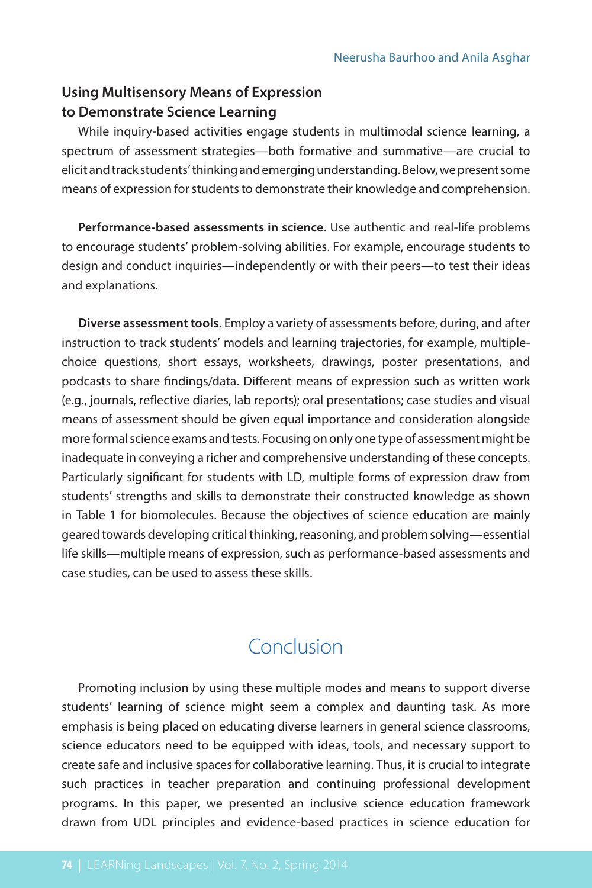### Using Multisensory Means of Expression to Demonstrate Science Learning

While inquiry-based activities engage students in multimodal science learning, a spectrum of assessment strategies—both formative and summative—are crucial to elicit and track students' thinking and emerging understanding. Below, we present some means of expression for students to demonstrate their knowledge and comprehension.

**Performance-based assessments in science.** Use authentic and real-life problems to encourage students' problem-solving abilities. For example, encourage students to design and conduct inquiries—independently or with their peers—to test their ideas and explanations.

**Diverse assessment tools.** Employ a variety of assessments before, during, and after instruction to track students' models and learning trajectories, for example, multiple-choice questions, short essays, worksheets, drawings, poster presentations, and podcasts to share findings/data. Different means of expression such as written work (e.g., journals, reflective diaries, lab reports); oral presentations; case studies and visual means of assessment should be given equal importance and consideration alongside more formal science exams and tests. Focusing on only one type of assessment might be inadequate in conveying a richer and comprehensive understanding of these concepts. Particularly significant for students with LD, multiple forms of expression draw from students' strengths and skills to demonstrate their constructed knowledge as shown in Table 1 for biomolecules. Because the objectives of science education are mainly geared towards developing critical thinking, reasoning, and problem solving—essential life skills—multiple means of expression, such as performance-based assessments and case studies, can be used to assess these skills.

## Conclusion

Promoting inclusion by using these multiple modes and means to support diverse students' learning of science might seem a complex and daunting task. As more emphasis is being placed on educating diverse learners in general science classrooms, science educators need to be equipped with ideas, tools, and necessary support to create safe and inclusive spaces for collaborative learning. Thus, it is crucial to integrate such practices in teacher preparation and continuing professional development programs. In this paper, we presented an inclusive science education framework drawn from UDL principles and evidence-based practices in science education for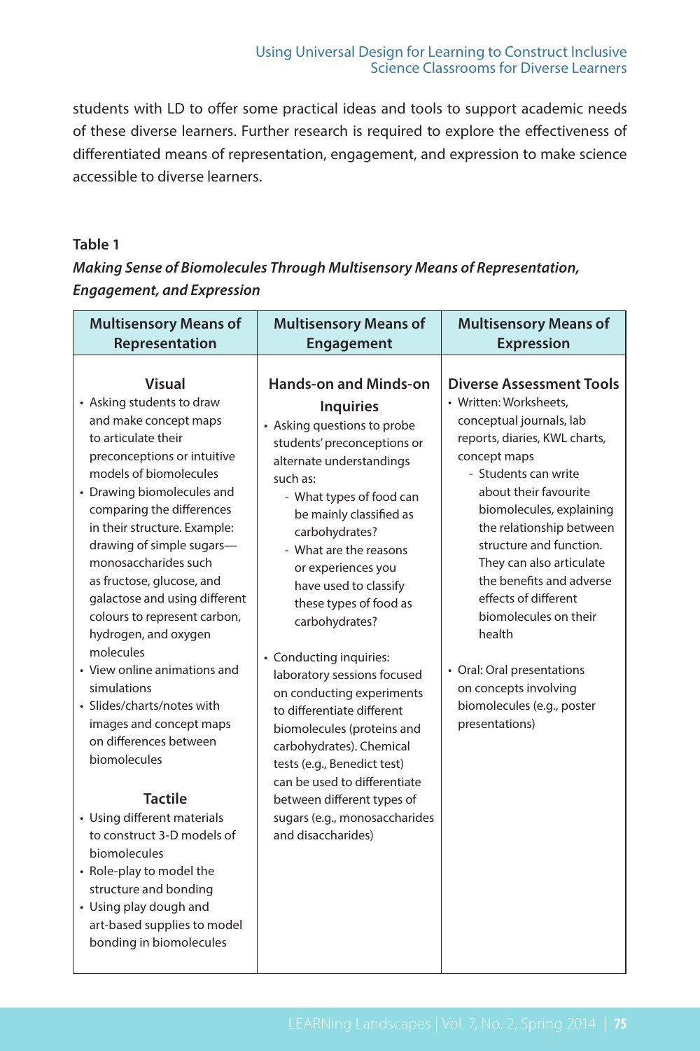students with LD to offer some practical ideas and tools to support academic needs of these diverse learners. Further research is required to explore the effectiveness of differentiated means of representation, engagement, and expression to make science accessible to diverse learners.

**Table 1**

***Making Sense of Biomolecules Through Multisensory Means of Representation, Engagement, and Expression***

| Multisensory Means of Representation | Multisensory Means of Engagement | Multisensory Means of Expression |
|---|---|---|
| **Visual**<br>• Asking students to draw and make concept maps to articulate their preconceptions or intuitive models of biomolecules<br>• Drawing biomolecules and comparing the differences in their structure. Example: drawing of simple sugars—monosaccharides such as fructose, glucose, and galactose and using different colours to represent carbon, hydrogen, and oxygen molecules<br>• View online animations and simulations<br>• Slides/charts/notes with images and concept maps on differences between biomolecules<br><br>**Tactile**<br>• Using different materials to construct 3-D models of biomolecules<br>• Role-play to model the structure and bonding<br>• Using play dough and art-based supplies to model bonding in biomolecules | **Hands-on and Minds-on Inquiries**<br>• Asking questions to probe students' preconceptions or alternate understandings such as:<br>- What types of food can be mainly classified as carbohydrates?<br>- What are the reasons or experiences you have used to classify these types of food as carbohydrates?<br><br>• Conducting inquiries: laboratory sessions focused on conducting experiments to differentiate different biomolecules (proteins and carbohydrates). Chemical tests (e.g., Benedict test) can be used to differentiate between different types of sugars (e.g., monosaccharides and disaccharides) | **Diverse Assessment Tools**<br>• Written: Worksheets, conceptual journals, lab reports, diaries, KWL charts, concept maps<br>- Students can write about their favourite biomolecules, explaining the relationship between structure and function. They can also articulate the benefits and adverse effects of different biomolecules on their health<br><br>• Oral: Oral presentations on concepts involving biomolecules (e.g., poster presentations) |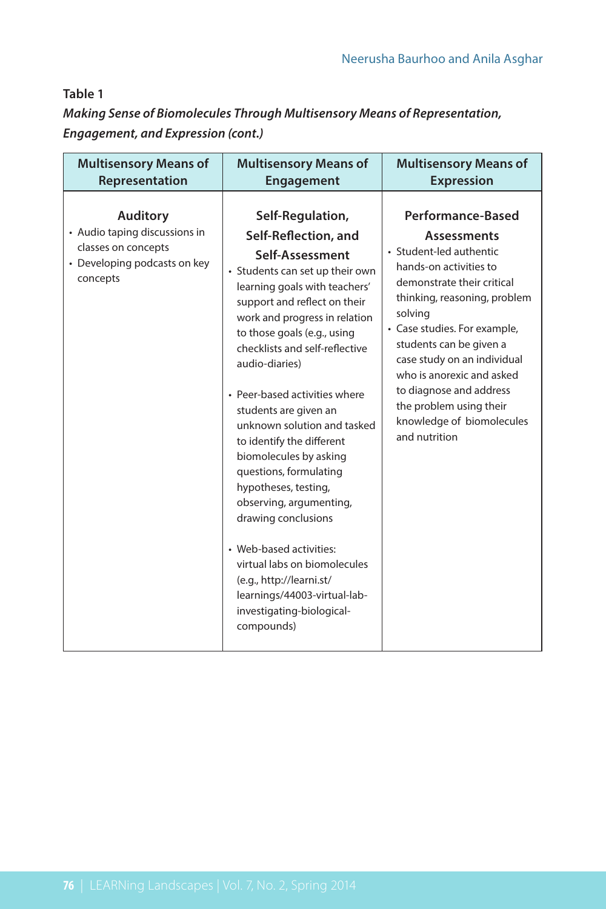**Table 1**

***Making Sense of Biomolecules Through Multisensory Means of Representation, Engagement, and Expression (cont.)***

| Multisensory Means of Representation | Multisensory Means of Engagement | Multisensory Means of Expression |
|---|---|---|
| **Auditory**<br>• Audio taping discussions in classes on concepts<br>• Developing podcasts on key concepts | **Self-Regulation, Self-Reflection, and Self-Assessment**<br>• Students can set up their own learning goals with teachers' support and reflect on their work and progress in relation to those goals (e.g., using checklists and self-reflective audio-diaries)<br><br>• Peer-based activities where students are given an unknown solution and tasked to identify the different biomolecules by asking questions, formulating hypotheses, testing, observing, argumenting, drawing conclusions<br><br>• Web-based activities: virtual labs on biomolecules (e.g., http://learni.st/learnings/44003-virtual-lab-investigating-biological-compounds) | **Performance-Based Assessments**<br>• Student-led authentic hands-on activities to demonstrate their critical thinking, reasoning, problem solving<br>• Case studies. For example, students can be given a case study on an individual who is anorexic and asked to diagnose and address the problem using their knowledge of biomolecules and nutrition |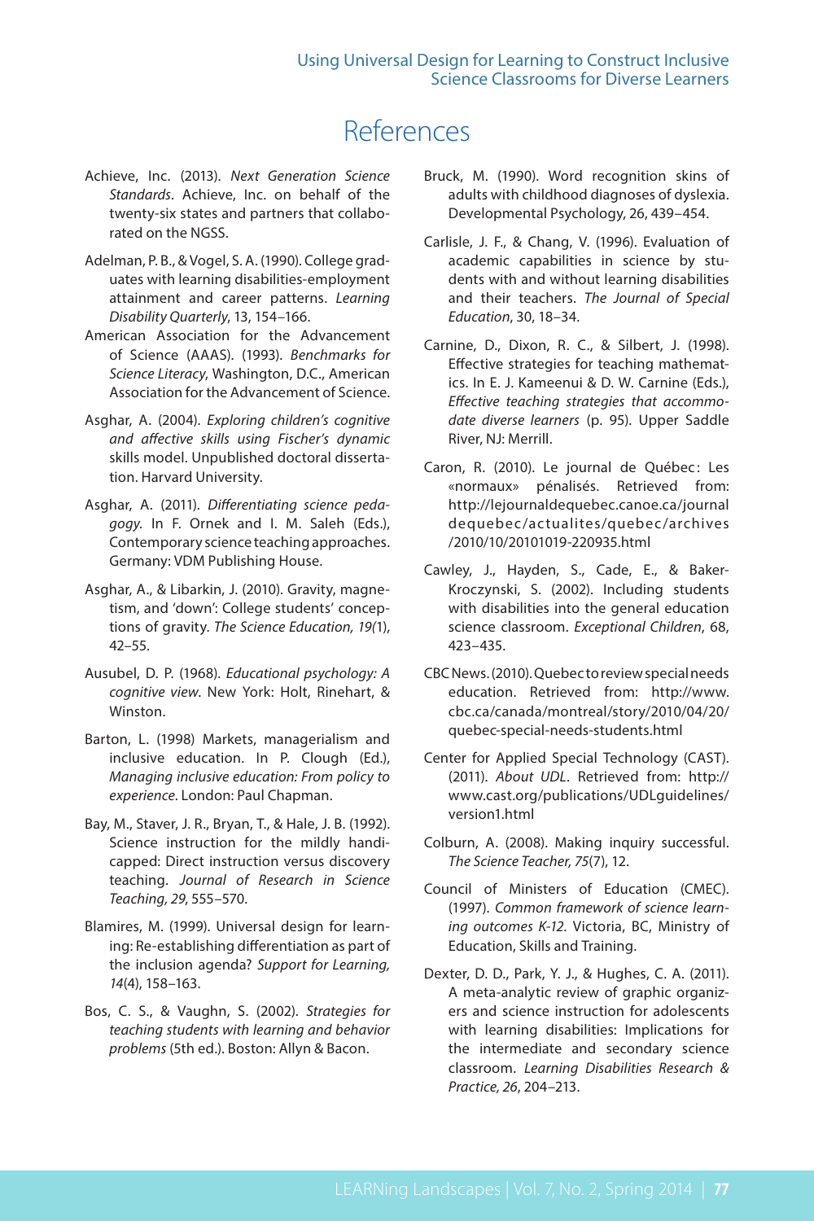# References

Achieve, Inc. (2013). *Next Generation Science Standards*. Achieve, Inc. on behalf of the twenty-six states and partners that collaborated on the NGSS.

Adelman, P. B., & Vogel, S. A. (1990). College graduates with learning disabilities-employment attainment and career patterns. *Learning Disability Quarterly*, 13, 154–166.

American Association for the Advancement of Science (AAAS). (1993). *Benchmarks for Science Literacy*, Washington, D.C., American Association for the Advancement of Science.

Asghar, A. (2004). *Exploring children's cognitive and affective skills using Fischer's dynamic* skills model. Unpublished doctoral dissertation. Harvard University.

Asghar, A. (2011). *Differentiating science pedagogy*. In F. Ornek and I. M. Saleh (Eds.), Contemporary science teaching approaches. Germany: VDM Publishing House.

Asghar, A., & Libarkin, J. (2010). Gravity, magnetism, and 'down': College students' conceptions of gravity. *The Science Education, 19(*1), 42–55.

Ausubel, D. P. (1968). *Educational psychology: A cognitive view*. New York: Holt, Rinehart, & Winston.

Barton, L. (1998) Markets, managerialism and inclusive education. In P. Clough (Ed.), *Managing inclusive education: From policy to experience*. London: Paul Chapman.

Bay, M., Staver, J. R., Bryan, T., & Hale, J. B. (1992). Science instruction for the mildly handicapped: Direct instruction versus discovery teaching. *Journal of Research in Science Teaching, 29*, 555–570.

Blamires, M. (1999). Universal design for learning: Re-establishing differentiation as part of the inclusion agenda? *Support for Learning, 14*(4), 158–163.

Bos, C. S., & Vaughn, S. (2002). *Strategies for teaching students with learning and behavior problems* (5th ed.). Boston: Allyn & Bacon.

Bruck, M. (1990). Word recognition skins of adults with childhood diagnoses of dyslexia. Developmental Psychology, 26, 439–454.

Carlisle, J. F., & Chang, V. (1996). Evaluation of academic capabilities in science by students with and without learning disabilities and their teachers. *The Journal of Special Education*, 30, 18–34.

Carnine, D., Dixon, R. C., & Silbert, J. (1998). Effective strategies for teaching mathematics. In E. J. Kameenui & D. W. Carnine (Eds.), *Effective teaching strategies that accommodate diverse learners* (p. 95). Upper Saddle River, NJ: Merrill.

Caron, R. (2010). Le journal de Québec: Les «normaux» pénalisés. Retrieved from: http://lejournaldequebec.canoe.ca/journaldequebec/actualites/quebec/archives/2010/10/20101019-220935.html

Cawley, J., Hayden, S., Cade, E., & Baker-Kroczynski, S. (2002). Including students with disabilities into the general education science classroom. *Exceptional Children*, 68, 423–435.

CBC News. (2010). Quebec to review special needs education. Retrieved from: http://www.cbc.ca/canada/montreal/story/2010/04/20/quebec-special-needs-students.html

Center for Applied Special Technology (CAST). (2011). *About UDL*. Retrieved from: http://www.cast.org/publications/UDLguidelines/version1.html

Colburn, A. (2008). Making inquiry successful. *The Science Teacher, 75*(7), 12.

Council of Ministers of Education (CMEC). (1997). *Common framework of science learning outcomes K-12.* Victoria, BC, Ministry of Education, Skills and Training.

Dexter, D. D., Park, Y. J., & Hughes, C. A. (2011). A meta-analytic review of graphic organizers and science instruction for adolescents with learning disabilities: Implications for the intermediate and secondary science classroom. *Learning Disabilities Research & Practice, 26*, 204–213.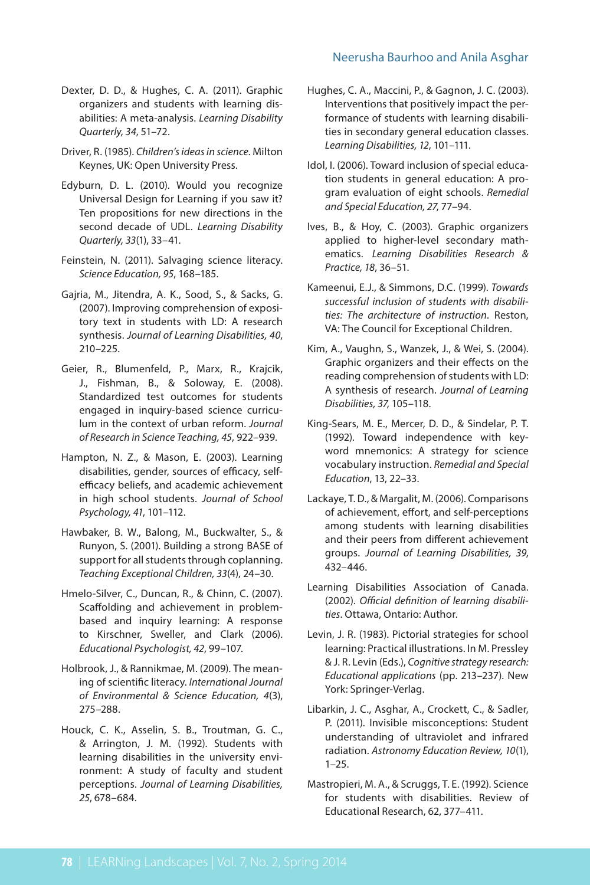Dexter, D. D., & Hughes, C. A. (2011). Graphic organizers and students with learning disabilities: A meta-analysis. *Learning Disability Quarterly, 34*, 51–72.

Driver, R. (1985). *Children's ideas in science.* Milton Keynes, UK: Open University Press.

Edyburn, D. L. (2010). Would you recognize Universal Design for Learning if you saw it? Ten propositions for new directions in the second decade of UDL. *Learning Disability Quarterly, 33*(1), 33–41.

Feinstein, N. (2011). Salvaging science literacy. *Science Education, 95*, 168–185.

Gajria, M., Jitendra, A. K., Sood, S., & Sacks, G. (2007). Improving comprehension of expository text in students with LD: A research synthesis. *Journal of Learning Disabilities, 40*, 210–225.

Geier, R., Blumenfeld, P., Marx, R., Krajcik, J., Fishman, B., & Soloway, E. (2008). Standardized test outcomes for students engaged in inquiry-based science curriculum in the context of urban reform. *Journal of Research in Science Teaching, 45*, 922–939.

Hampton, N. Z., & Mason, E. (2003). Learning disabilities, gender, sources of efficacy, self-efficacy beliefs, and academic achievement in high school students. *Journal of School Psychology, 41*, 101–112.

Hawbaker, B. W., Balong, M., Buckwalter, S., & Runyon, S. (2001). Building a strong BASE of support for all students through coplanning. *Teaching Exceptional Children, 33*(4), 24–30.

Hmelo-Silver, C., Duncan, R., & Chinn, C. (2007). Scaffolding and achievement in problem-based and inquiry learning: A response to Kirschner, Sweller, and Clark (2006). *Educational Psychologist, 42*, 99–107.

Holbrook, J., & Rannikmae, M. (2009). The meaning of scientific literacy. *International Journal of Environmental & Science Education, 4*(3), 275–288.

Houck, C. K., Asselin, S. B., Troutman, G. C., & Arrington, J. M. (1992). Students with learning disabilities in the university environment: A study of faculty and student perceptions. *Journal of Learning Disabilities, 25*, 678–684.

Hughes, C. A., Maccini, P., & Gagnon, J. C. (2003). Interventions that positively impact the performance of students with learning disabilities in secondary general education classes. *Learning Disabilities, 12*, 101–111.

Idol, I. (2006). Toward inclusion of special education students in general education: A program evaluation of eight schools. *Remedial and Special Education, 27*, 77–94.

Ives, B., & Hoy, C. (2003). Graphic organizers applied to higher-level secondary mathematics. *Learning Disabilities Research & Practice, 18*, 36–51.

Kameenui, E.J., & Simmons, D.C. (1999). *Towards successful inclusion of students with disabilities: The architecture of instruction*. Reston, VA: The Council for Exceptional Children.

Kim, A., Vaughn, S., Wanzek, J., & Wei, S. (2004). Graphic organizers and their effects on the reading comprehension of students with LD: A synthesis of research. *Journal of Learning Disabilities, 37*, 105–118.

King-Sears, M. E., Mercer, D. D., & Sindelar, P. T. (1992). Toward independence with keyword mnemonics: A strategy for science vocabulary instruction. *Remedial and Special Education*, 13, 22–33.

Lackaye, T. D., & Margalit, M. (2006). Comparisons of achievement, effort, and self-perceptions among students with learning disabilities and their peers from different achievement groups. *Journal of Learning Disabilities, 39*, 432–446.

Learning Disabilities Association of Canada. (2002). *Official definition of learning disabilities*. Ottawa, Ontario: Author.

Levin, J. R. (1983). Pictorial strategies for school learning: Practical illustrations. In M. Pressley & J. R. Levin (Eds.), *Cognitive strategy research: Educational applications* (pp. 213–237). New York: Springer-Verlag.

Libarkin, J. C., Asghar, A., Crockett, C., & Sadler, P. (2011). Invisible misconceptions: Student understanding of ultraviolet and infrared radiation. *Astronomy Education Review, 10*(1), 1–25.

Mastropieri, M. A., & Scruggs, T. E. (1992). Science for students with disabilities. Review of Educational Research, 62, 377–411.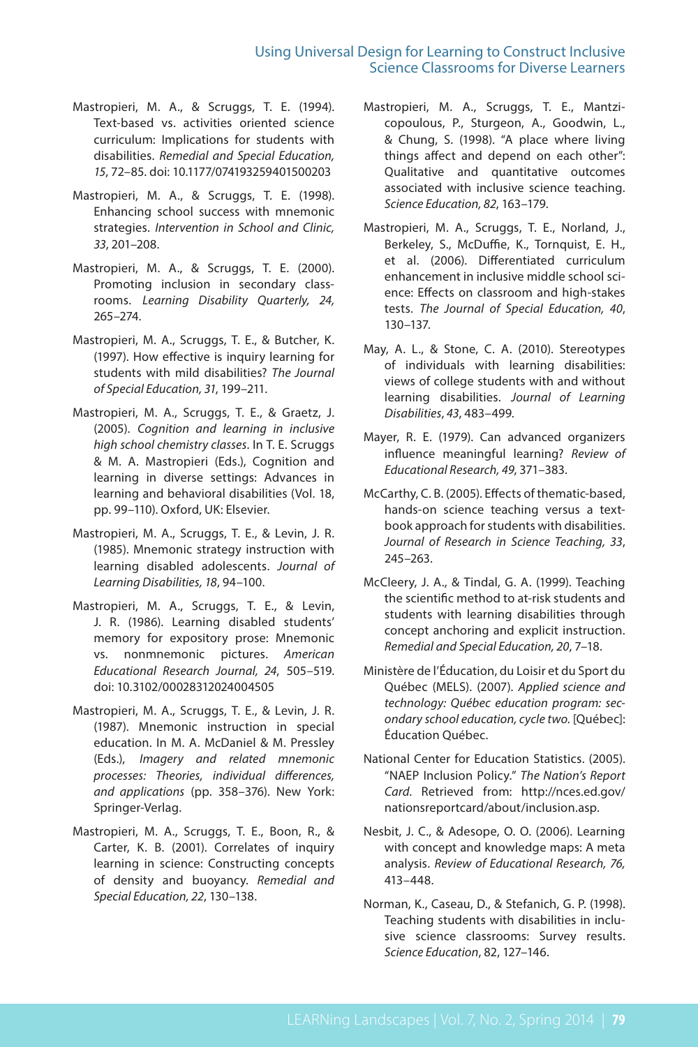Mastropieri, M. A., & Scruggs, T. E. (1994). Text-based vs. activities oriented science curriculum: Implications for students with disabilities. *Remedial and Special Education, 15*, 72–85. doi: 10.1177/074193259401500203

Mastropieri, M. A., & Scruggs, T. E. (1998). Enhancing school success with mnemonic strategies. *Intervention in School and Clinic, 33*, 201–208.

Mastropieri, M. A., & Scruggs, T. E. (2000). Promoting inclusion in secondary classrooms. *Learning Disability Quarterly, 24*, 265–274.

Mastropieri, M. A., Scruggs, T. E., & Butcher, K. (1997). How effective is inquiry learning for students with mild disabilities? *The Journal of Special Education, 31*, 199–211.

Mastropieri, M. A., Scruggs, T. E., & Graetz, J. (2005). *Cognition and learning in inclusive high school chemistry classes*. In T. E. Scruggs & M. A. Mastropieri (Eds.), Cognition and learning in diverse settings: Advances in learning and behavioral disabilities (Vol. 18, pp. 99–110). Oxford, UK: Elsevier.

Mastropieri, M. A., Scruggs, T. E., & Levin, J. R. (1985). Mnemonic strategy instruction with learning disabled adolescents. *Journal of Learning Disabilities, 18*, 94–100.

Mastropieri, M. A., Scruggs, T. E., & Levin, J. R. (1986). Learning disabled students' memory for expository prose: Mnemonic vs. nonmnemonic pictures. *American Educational Research Journal, 24*, 505–519. doi: 10.3102/00028312024004505

Mastropieri, M. A., Scruggs, T. E., & Levin, J. R. (1987). Mnemonic instruction in special education. In M. A. McDaniel & M. Pressley (Eds.), *Imagery and related mnemonic processes: Theories, individual differences, and applications* (pp. 358–376). New York: Springer-Verlag.

Mastropieri, M. A., Scruggs, T. E., Boon, R., & Carter, K. B. (2001). Correlates of inquiry learning in science: Constructing concepts of density and buoyancy. *Remedial and Special Education, 22*, 130–138.

Mastropieri, M. A., Scruggs, T. E., Mantzicopoulous, P., Sturgeon, A., Goodwin, L., & Chung, S. (1998). "A place where living things affect and depend on each other": Qualitative and quantitative outcomes associated with inclusive science teaching. *Science Education, 82*, 163–179.

Mastropieri, M. A., Scruggs, T. E., Norland, J., Berkeley, S., McDuffie, K., Tornquist, E. H., et al. (2006). Differentiated curriculum enhancement in inclusive middle school science: Effects on classroom and high-stakes tests. *The Journal of Special Education, 40*, 130–137.

May, A. L., & Stone, C. A. (2010). Stereotypes of individuals with learning disabilities: views of college students with and without learning disabilities. *Journal of Learning Disabilities*, *43*, 483–499.

Mayer, R. E. (1979). Can advanced organizers influence meaningful learning? *Review of Educational Research, 49*, 371–383.

McCarthy, C. B. (2005). Effects of thematic-based, hands-on science teaching versus a textbook approach for students with disabilities. *Journal of Research in Science Teaching, 33*, 245–263.

McCleery, J. A., & Tindal, G. A. (1999). Teaching the scientific method to at-risk students and students with learning disabilities through concept anchoring and explicit instruction. *Remedial and Special Education, 20*, 7–18.

Ministère de l'Éducation, du Loisir et du Sport du Québec (MELS). (2007). *Applied science and technology: Québec education program: secondary school education, cycle two.* [Québec]: Éducation Québec.

National Center for Education Statistics. (2005). "NAEP Inclusion Policy." *The Nation's Report Card.* Retrieved from: http://nces.ed.gov/nationsreportcard/about/inclusion.asp.

Nesbit, J. C., & Adesope, O. O. (2006). Learning with concept and knowledge maps: A meta analysis. *Review of Educational Research, 76*, 413–448.

Norman, K., Caseau, D., & Stefanich, G. P. (1998). Teaching students with disabilities in inclusive science classrooms: Survey results. *Science Education*, 82, 127–146.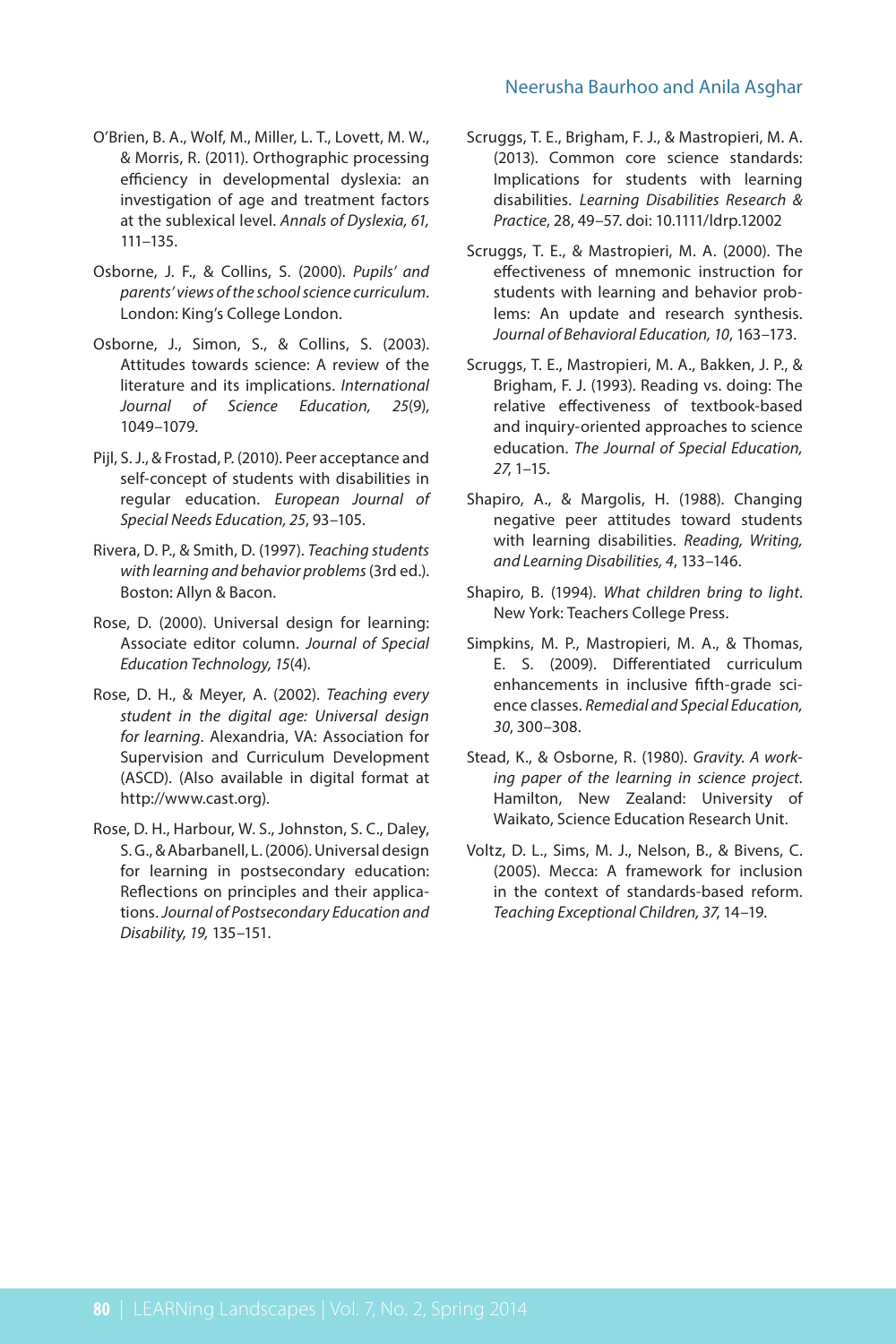O'Brien, B. A., Wolf, M., Miller, L. T., Lovett, M. W., & Morris, R. (2011). Orthographic processing efficiency in developmental dyslexia: an investigation of age and treatment factors at the sublexical level. *Annals of Dyslexia, 61,* 111–135.

Osborne, J. F., & Collins, S. (2000). *Pupils' and parents' views of the school science curriculum*. London: King's College London.

Osborne, J., Simon, S., & Collins, S. (2003). Attitudes towards science: A review of the literature and its implications. *International Journal of Science Education, 25*(9), 1049–1079.

Pijl, S. J., & Frostad, P. (2010). Peer acceptance and self-concept of students with disabilities in regular education. *European Journal of Special Needs Education, 25*, 93–105.

Rivera, D. P., & Smith, D. (1997). *Teaching students with learning and behavior problems* (3rd ed.). Boston: Allyn & Bacon.

Rose, D. (2000). Universal design for learning: Associate editor column. *Journal of Special Education Technology, 15*(4).

Rose, D. H., & Meyer, A. (2002). *Teaching every student in the digital age: Universal design for learning*. Alexandria, VA: Association for Supervision and Curriculum Development (ASCD). (Also available in digital format at http://www.cast.org).

Rose, D. H., Harbour, W. S., Johnston, S. C., Daley, S. G., & Abarbanell, L. (2006). Universal design for learning in postsecondary education: Reflections on principles and their applications. *Journal of Postsecondary Education and Disability, 19,* 135–151.

Scruggs, T. E., Brigham, F. J., & Mastropieri, M. A. (2013). Common core science standards: Implications for students with learning disabilities. *Learning Disabilities Research & Practice*, 28, 49–57. doi: 10.1111/ldrp.12002

Scruggs, T. E., & Mastropieri, M. A. (2000). The effectiveness of mnemonic instruction for students with learning and behavior problems: An update and research synthesis. *Journal of Behavioral Education, 10*, 163–173.

Scruggs, T. E., Mastropieri, M. A., Bakken, J. P., & Brigham, F. J. (1993). Reading vs. doing: The relative effectiveness of textbook-based and inquiry-oriented approaches to science education. *The Journal of Special Education, 27,* 1–15.

Shapiro, A., & Margolis, H. (1988). Changing negative peer attitudes toward students with learning disabilities. *Reading, Writing, and Learning Disabilities, 4*, 133–146.

Shapiro, B. (1994). *What children bring to light*. New York: Teachers College Press.

Simpkins, M. P., Mastropieri, M. A., & Thomas, E. S. (2009). Differentiated curriculum enhancements in inclusive fifth-grade science classes. *Remedial and Special Education, 30*, 300–308.

Stead, K., & Osborne, R. (1980). *Gravity. A working paper of the learning in science project*. Hamilton, New Zealand: University of Waikato, Science Education Research Unit.

Voltz, D. L., Sims, M. J., Nelson, B., & Bivens, C. (2005). Mecca: A framework for inclusion in the context of standards-based reform. *Teaching Exceptional Children, 37*, 14–19.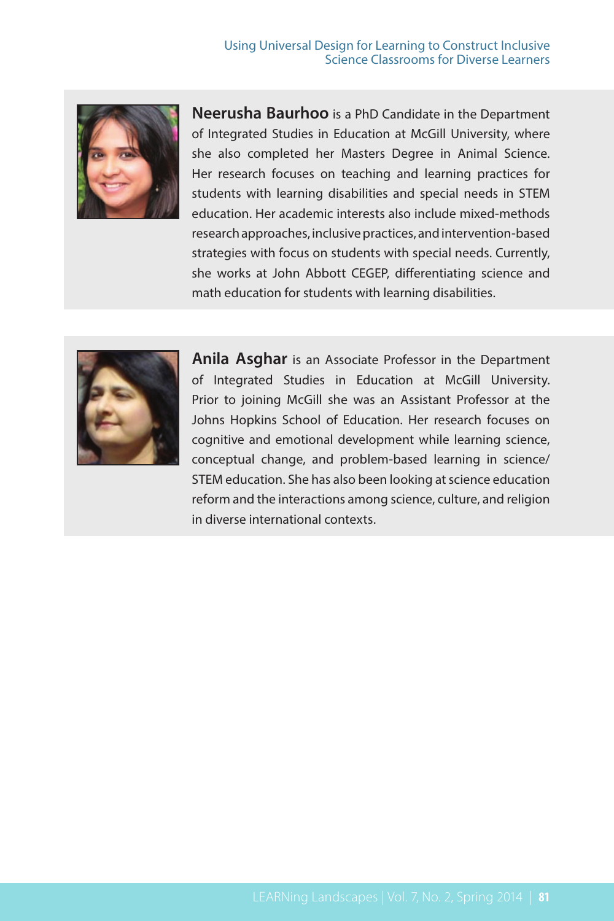**Neerusha Baurhoo** is a PhD Candidate in the Department of Integrated Studies in Education at McGill University, where she also completed her Masters Degree in Animal Science. Her research focuses on teaching and learning practices for students with learning disabilities and special needs in STEM education. Her academic interests also include mixed-methods research approaches, inclusive practices, and intervention-based strategies with focus on students with special needs. Currently, she works at John Abbott CEGEP, differentiating science and math education for students with learning disabilities.

**Anila Asghar** is an Associate Professor in the Department of Integrated Studies in Education at McGill University. Prior to joining McGill she was an Assistant Professor at the Johns Hopkins School of Education. Her research focuses on cognitive and emotional development while learning science, conceptual change, and problem-based learning in science/STEM education. She has also been looking at science education reform and the interactions among science, culture, and religion in diverse international contexts.